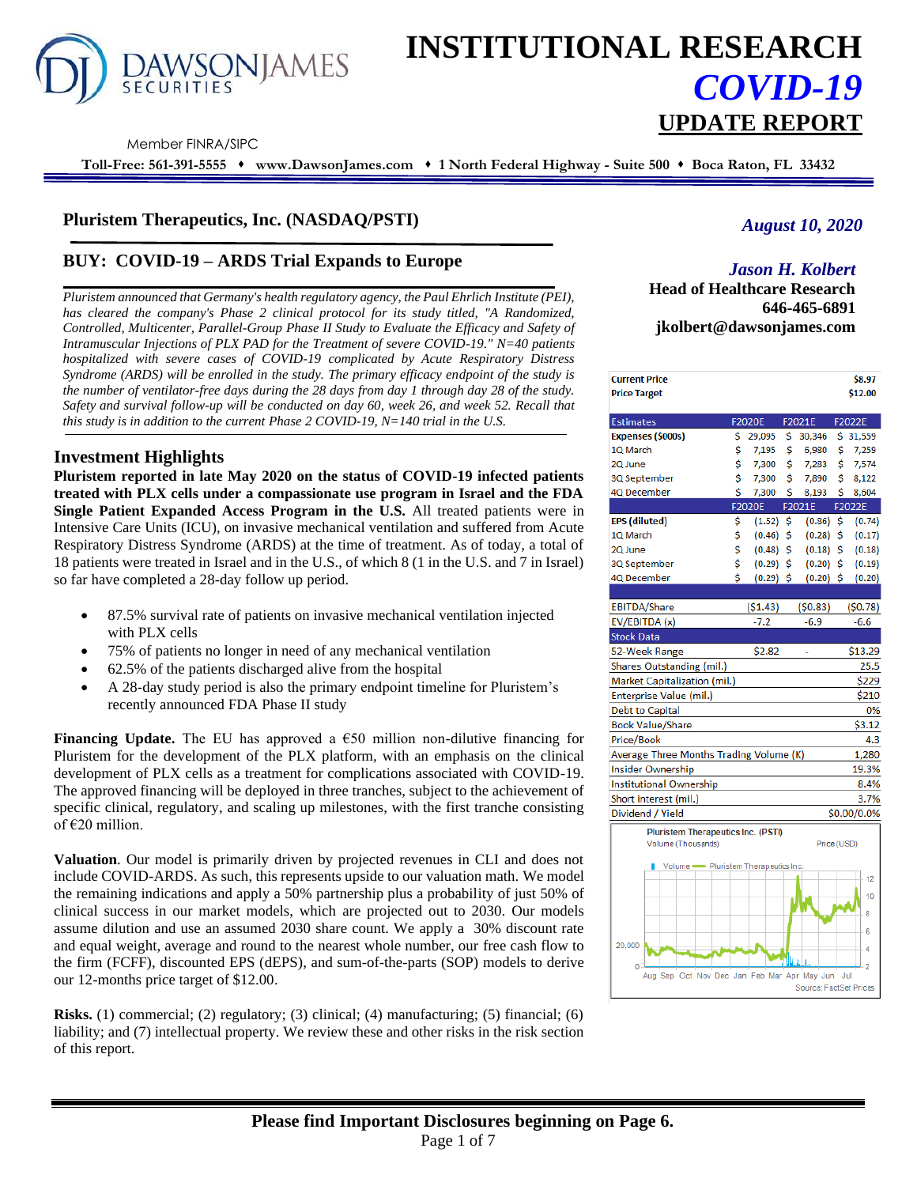# INSTITUTIONAL RESEARCH

# *COVID-19*

## UPDATE REPORT

DAWSON JAMES SECURITIES

Member FINRA/SIPC

**Toll-Free: 561-391-5555 ♦ www.DawsonJames.com ♦ 1 North Federal Highway - Suite 500 ♦ Boca Raton, FL 33432**

## Pluristem Therapeutics, Inc. (NASDAQ/PSTI)

***August 10, 2020***

## BUY: COVID-19 – ARDS Trial Expands to Europe

***Jason H. Kolbert***
**Head of Healthcare Research**
**646-465-6891**
**jkolbert@dawsonjames.com**

*Pluristem announced that Germany's health regulatory agency, the Paul Ehrlich Institute (PEI), has cleared the company's Phase 2 clinical protocol for its study titled, "A Randomized, Controlled, Multicenter, Parallel-Group Phase II Study to Evaluate the Efficacy and Safety of Intramuscular Injections of PLX PAD for the Treatment of severe COVID-19." N=40 patients hospitalized with severe cases of COVID-19 complicated by Acute Respiratory Distress Syndrome (ARDS) will be enrolled in the study. The primary efficacy endpoint of the study is the number of ventilator-free days during the 28 days from day 1 through day 28 of the study. Safety and survival follow-up will be conducted on day 60, week 26, and week 52. Recall that this study is in addition to the current Phase 2 COVID-19, N=140 trial in the U.S.*

### Investment Highlights

**Pluristem reported in late May 2020 on the status of COVID-19 infected patients treated with PLX cells under a compassionate use program in Israel and the FDA Single Patient Expanded Access Program in the U.S.** All treated patients were in Intensive Care Units (ICU), on invasive mechanical ventilation and suffered from Acute Respiratory Distress Syndrome (ARDS) at the time of treatment. As of today, a total of 18 patients were treated in Israel and in the U.S., of which 8 (1 in the U.S. and 7 in Israel) so far have completed a 28-day follow up period.

- 87.5% survival rate of patients on invasive mechanical ventilation injected with PLX cells
- 75% of patients no longer in need of any mechanical ventilation
- 62.5% of the patients discharged alive from the hospital
- A 28-day study period is also the primary endpoint timeline for Pluristem's recently announced FDA Phase II study

**Financing Update.** The EU has approved a €50 million non-dilutive financing for Pluristem for the development of the PLX platform, with an emphasis on the clinical development of PLX cells as a treatment for complications associated with COVID-19. The approved financing will be deployed in three tranches, subject to the achievement of specific clinical, regulatory, and scaling up milestones, with the first tranche consisting of €20 million.

**Valuation**. Our model is primarily driven by projected revenues in CLI and does not include COVID-ARDS. As such, this represents upside to our valuation math. We model the remaining indications and apply a 50% partnership plus a probability of just 50% of clinical success in our market models, which are projected out to 2030. Our models assume dilution and use an assumed 2030 share count. We apply a 30% discount rate and equal weight, average and round to the nearest whole number, our free cash flow to the firm (FCFF), discounted EPS (dEPS), and sum-of-the-parts (SOP) models to derive our 12-months price target of $12.00.

**Risks.** (1) commercial; (2) regulatory; (3) clinical; (4) manufacturing; (5) financial; (6) liability; and (7) intellectual property. We review these and other risks in the risk section of this report.

| | |
|---|---|
| **Current Price** | **$8.97** |
| **Price Target** | **$12.00** |

| Estimates | F2020E | F2021E | F2022E |
|---|---|---|---|
| **Expenses ($000s)** | $ 29,095 | $ 30,346 | $ 31,559 |
| 1Q March | $ 7,195 | $ 6,980 | $ 7,259 |
| 2Q June | $ 7,300 | $ 7,283 | $ 7,574 |
| 3Q September | $ 7,300 | $ 7,890 | $ 8,122 |
| 4Q December | $ 7,300 | $ 8,193 | $ 8,604 |
| | F2020E | F2021E | F2022E |
| **EPS (diluted)** | $ (1.52) | $ (0.86) | $ (0.74) |
| 1Q March | $ (0.46) | $ (0.28) | $ (0.17) |
| 2Q June | $ (0.48) | $ (0.18) | $ (0.18) |
| 3Q September | $ (0.29) | $ (0.20) | $ (0.19) |
| 4Q December | $ (0.29) | $ (0.20) | $ (0.20) |
| EBITDA/Share | ($1.43) | ($0.83) | ($0.78) |
| EV/EBITDA (x) | -7.2 | -6.9 | -6.6 |

| Stock Data | | | |
|---|---|---|---|
| 52-Week Range | $2.82 | - | $13.29 |
| Shares Outstanding (mil.) | | | 25.5 |
| Market Capitalization (mil.) | | | $229 |
| Enterprise Value (mil.) | | | $210 |
| Debt to Capital | | | 0% |
| Book Value/Share | | | $3.12 |
| Price/Book | | | 4.3 |
| Average Three Months Trading Volume (K) | | | 1,280 |
| Insider Ownership | | | 19.3% |
| Institutional Ownership | | | 8.4% |
| Short Interest (mil.) | | | 3.7% |
| Dividend / Yield | | | $0.00/0.0% |

Pluristem Therapeutics Inc. (PSTI)
Volume (Thousands)
Price (USD)
Volume Pluristem Therapeutics Inc.
20,000
0
12
10
8
6
4
2
Aug Sep Oct Nov Dec Jan Feb Mar Apr May Jun Jul
Source: FactSet Prices

**Please find Important Disclosures beginning on Page 6.**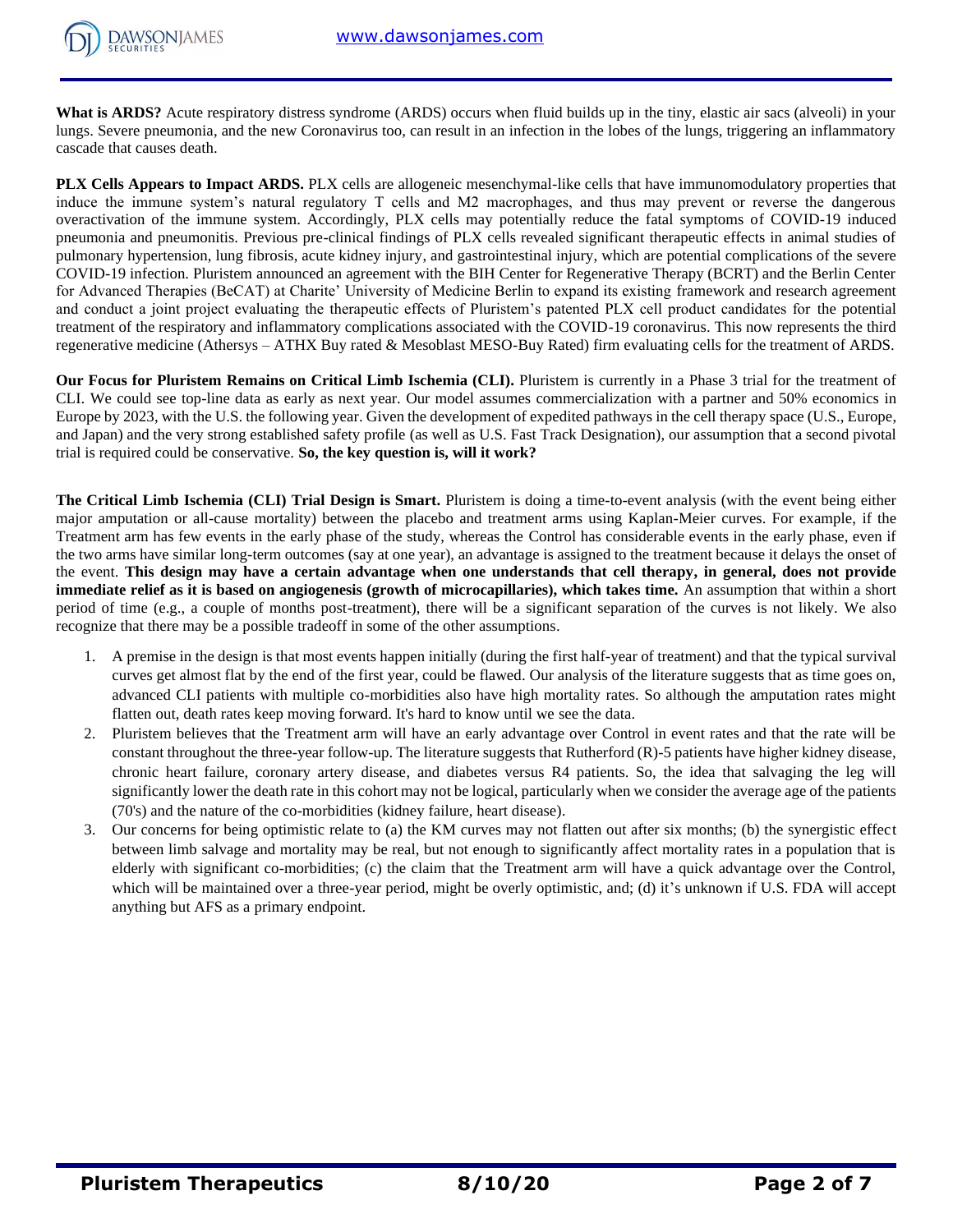**What is ARDS?** Acute respiratory distress syndrome (ARDS) occurs when fluid builds up in the tiny, elastic air sacs (alveoli) in your lungs. Severe pneumonia, and the new Coronavirus too, can result in an infection in the lobes of the lungs, triggering an inflammatory cascade that causes death.

**PLX Cells Appears to Impact ARDS.** PLX cells are allogeneic mesenchymal-like cells that have immunomodulatory properties that induce the immune system's natural regulatory T cells and M2 macrophages, and thus may prevent or reverse the dangerous overactivation of the immune system. Accordingly, PLX cells may potentially reduce the fatal symptoms of COVID-19 induced pneumonia and pneumonitis. Previous pre-clinical findings of PLX cells revealed significant therapeutic effects in animal studies of pulmonary hypertension, lung fibrosis, acute kidney injury, and gastrointestinal injury, which are potential complications of the severe COVID-19 infection. Pluristem announced an agreement with the BIH Center for Regenerative Therapy (BCRT) and the Berlin Center for Advanced Therapies (BeCAT) at Charite' University of Medicine Berlin to expand its existing framework and research agreement and conduct a joint project evaluating the therapeutic effects of Pluristem's patented PLX cell product candidates for the potential treatment of the respiratory and inflammatory complications associated with the COVID-19 coronavirus. This now represents the third regenerative medicine (Athersys – ATHX Buy rated & Mesoblast MESO-Buy Rated) firm evaluating cells for the treatment of ARDS.

**Our Focus for Pluristem Remains on Critical Limb Ischemia (CLI).** Pluristem is currently in a Phase 3 trial for the treatment of CLI. We could see top-line data as early as next year. Our model assumes commercialization with a partner and 50% economics in Europe by 2023, with the U.S. the following year. Given the development of expedited pathways in the cell therapy space (U.S., Europe, and Japan) and the very strong established safety profile (as well as U.S. Fast Track Designation), our assumption that a second pivotal trial is required could be conservative. **So, the key question is, will it work?**

**The Critical Limb Ischemia (CLI) Trial Design is Smart.** Pluristem is doing a time-to-event analysis (with the event being either major amputation or all-cause mortality) between the placebo and treatment arms using Kaplan-Meier curves. For example, if the Treatment arm has few events in the early phase of the study, whereas the Control has considerable events in the early phase, even if the two arms have similar long-term outcomes (say at one year), an advantage is assigned to the treatment because it delays the onset of the event. **This design may have a certain advantage when one understands that cell therapy, in general, does not provide immediate relief as it is based on angiogenesis (growth of microcapillaries), which takes time.** An assumption that within a short period of time (e.g., a couple of months post-treatment), there will be a significant separation of the curves is not likely. We also recognize that there may be a possible tradeoff in some of the other assumptions.

1. A premise in the design is that most events happen initially (during the first half-year of treatment) and that the typical survival curves get almost flat by the end of the first year, could be flawed. Our analysis of the literature suggests that as time goes on, advanced CLI patients with multiple co-morbidities also have high mortality rates. So although the amputation rates might flatten out, death rates keep moving forward. It's hard to know until we see the data.
2. Pluristem believes that the Treatment arm will have an early advantage over Control in event rates and that the rate will be constant throughout the three-year follow-up. The literature suggests that Rutherford (R)-5 patients have higher kidney disease, chronic heart failure, coronary artery disease, and diabetes versus R4 patients. So, the idea that salvaging the leg will significantly lower the death rate in this cohort may not be logical, particularly when we consider the average age of the patients (70's) and the nature of the co-morbidities (kidney failure, heart disease).
3. Our concerns for being optimistic relate to (a) the KM curves may not flatten out after six months; (b) the synergistic effect between limb salvage and mortality may be real, but not enough to significantly affect mortality rates in a population that is elderly with significant co-morbidities; (c) the claim that the Treatment arm will have a quick advantage over the Control, which will be maintained over a three-year period, might be overly optimistic, and; (d) it's unknown if U.S. FDA will accept anything but AFS as a primary endpoint.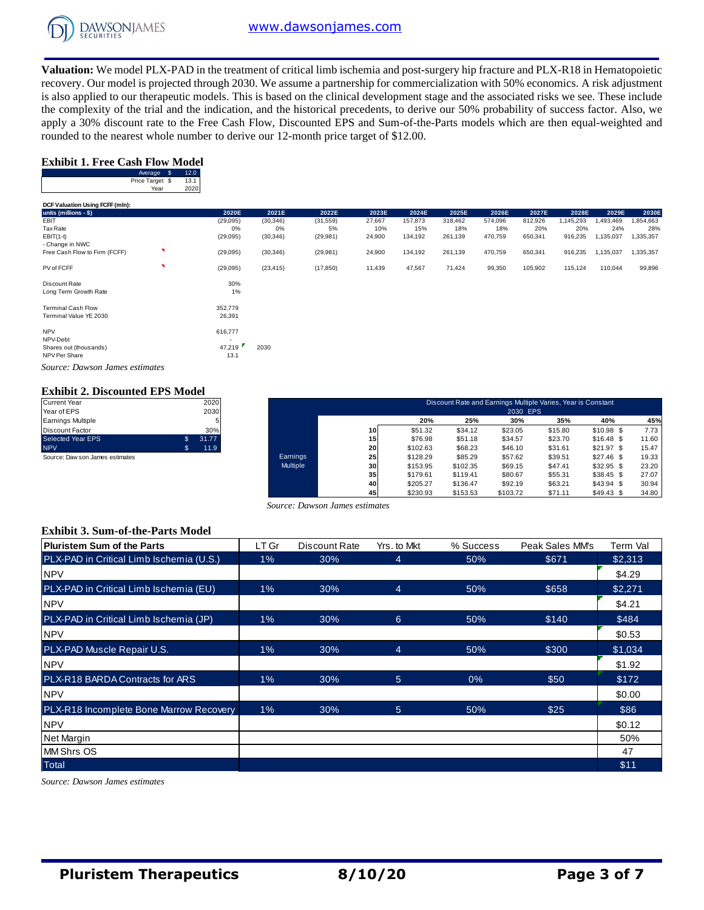**Valuation:** We model PLX-PAD in the treatment of critical limb ischemia and post-surgery hip fracture and PLX-R18 in Hematopoietic recovery. Our model is projected through 2030. We assume a partnership for commercialization with 50% economics. A risk adjustment is also applied to our therapeutic models. This is based on the clinical development stage and the associated risks we see. These include the complexity of the trial and the indication, and the historical precedents, to derive our 50% probability of success factor. Also, we apply a 30% discount rate to the Free Cash Flow, Discounted EPS and Sum-of-the-Parts models which are then equal-weighted and rounded to the nearest whole number to derive our 12-month price target of $12.00.

### Exhibit 1. Free Cash Flow Model

| | | |
|---|---|---|
| Average | $ | 12.0 |
| Price Target | $ | 13.1 |
| Year | | 2020 |

DCF Valuation Using FCFF (mln):

| units (millions - $) | 2020E | 2021E | 2022E | 2023E | 2024E | 2025E | 2026E | 2027E | 2028E | 2029E | 2030E |
|---|---|---|---|---|---|---|---|---|---|---|---|
| EBIT | (29,095) | (30,346) | (31,559) | 27,667 | 157,873 | 318,462 | 574,096 | 812,926 | 1,145,293 | 1,493,469 | 1,854,663 |
| Tax Rate | 0% | 0% | 5% | 10% | 15% | 18% | 18% | 20% | 20% | 24% | 28% |
| EBIT(1-t) | (29,095) | (30,346) | (29,981) | 24,900 | 134,192 | 261,139 | 470,759 | 650,341 | 916,235 | 1,135,037 | 1,335,357 |
| - Change in NWC | | | | | | | | | | | |
| Free Cash Flow to Firm (FCFF) | (29,095) | (30,346) | (29,981) | 24,900 | 134,192 | 261,139 | 470,759 | 650,341 | 916,235 | 1,135,037 | 1,335,357 |
| PV of FCFF | (29,095) | (23,415) | (17,850) | 11,439 | 47,567 | 71,424 | 99,350 | 105,902 | 115,124 | 110,044 | 99,896 |

| | | |
|---|---|---|
| Discount Rate | 30% | |
| Long Term Growth Rate | 1% | |
| Terminal Cash Flow | 352,779 | |
| Terminal Value YE 2030 | 26,391 | |
| NPV | 616,777 | |
| NPV-Debt | - | |
| Shares out (thousands) | 47,219 | 2030 |
| NPV Per Share | 13.1 | |

*Source: Dawson James estimates*

### Exhibit 2. Discounted EPS Model

| | | |
|---|---|---|
| Current Year | | 2020 |
| Year of EPS | | 2030 |
| Earnings Multiple | | 5 |
| Discount Factor | | 30% |
| Selected Year EPS | $ | 31.77 |
| NPV | $ | 11.9 |

Source: Dawson James estimates

Discount Rate and Earnings Multiple Varies, Year is Constant — 2030 EPS

| | | 20% | 25% | 30% | 35% | 40% | 45% |
|---|---|---|---|---|---|---|---|
| Earnings Multiple | 10 | $51.32 | $34.12 | $23.05 | $15.80 | $10.98 | $ 7.73 |
| | 15 | $76.98 | $51.18 | $34.57 | $23.70 | $16.48 | $ 11.60 |
| | 20 | $102.63 | $68.23 | $46.10 | $31.61 | $21.97 | $ 15.47 |
| | 25 | $128.29 | $85.29 | $57.62 | $39.51 | $27.46 | $ 19.33 |
| | 30 | $153.95 | $102.35 | $69.15 | $47.41 | $32.95 | $ 23.20 |
| | 35 | $179.61 | $119.41 | $80.67 | $55.31 | $38.45 | $ 27.07 |
| | 40 | $205.27 | $136.47 | $92.19 | $63.21 | $43.94 | $ 30.94 |
| | 45 | $230.93 | $153.53 | $103.72 | $71.11 | $49.43 | $ 34.80 |

*Source: Dawson James estimates*

### Exhibit 3. Sum-of-the-Parts Model

| Pluristem Sum of the Parts | LT Gr | Discount Rate | Yrs. to Mkt | % Success | Peak Sales MM's | Term Val |
|---|---|---|---|---|---|---|
| PLX-PAD in Critical Limb Ischemia (U.S.) | 1% | 30% | 4 | 50% | $671 | $2,313 |
| NPV | | | | | | $4.29 |
| PLX-PAD in Critical Limb Ischemia (EU) | 1% | 30% | 4 | 50% | $658 | $2,271 |
| NPV | | | | | | $4.21 |
| PLX-PAD in Critical Limb Ischemia (JP) | 1% | 30% | 6 | 50% | $140 | $484 |
| NPV | | | | | | $0.53 |
| PLX-PAD Muscle Repair U.S. | 1% | 30% | 4 | 50% | $300 | $1,034 |
| NPV | | | | | | $1.92 |
| PLX-R18 BARDA Contracts for ARS | 1% | 30% | 5 | 0% | $50 | $172 |
| NPV | | | | | | $0.00 |
| PLX-R18 Incomplete Bone Marrow Recovery | 1% | 30% | 5 | 50% | $25 | $86 |
| NPV | | | | | | $0.12 |
| Net Margin | | | | | | 50% |
| MM Shrs OS | | | | | | 47 |
| Total | | | | | | $11 |

*Source: Dawson James estimates*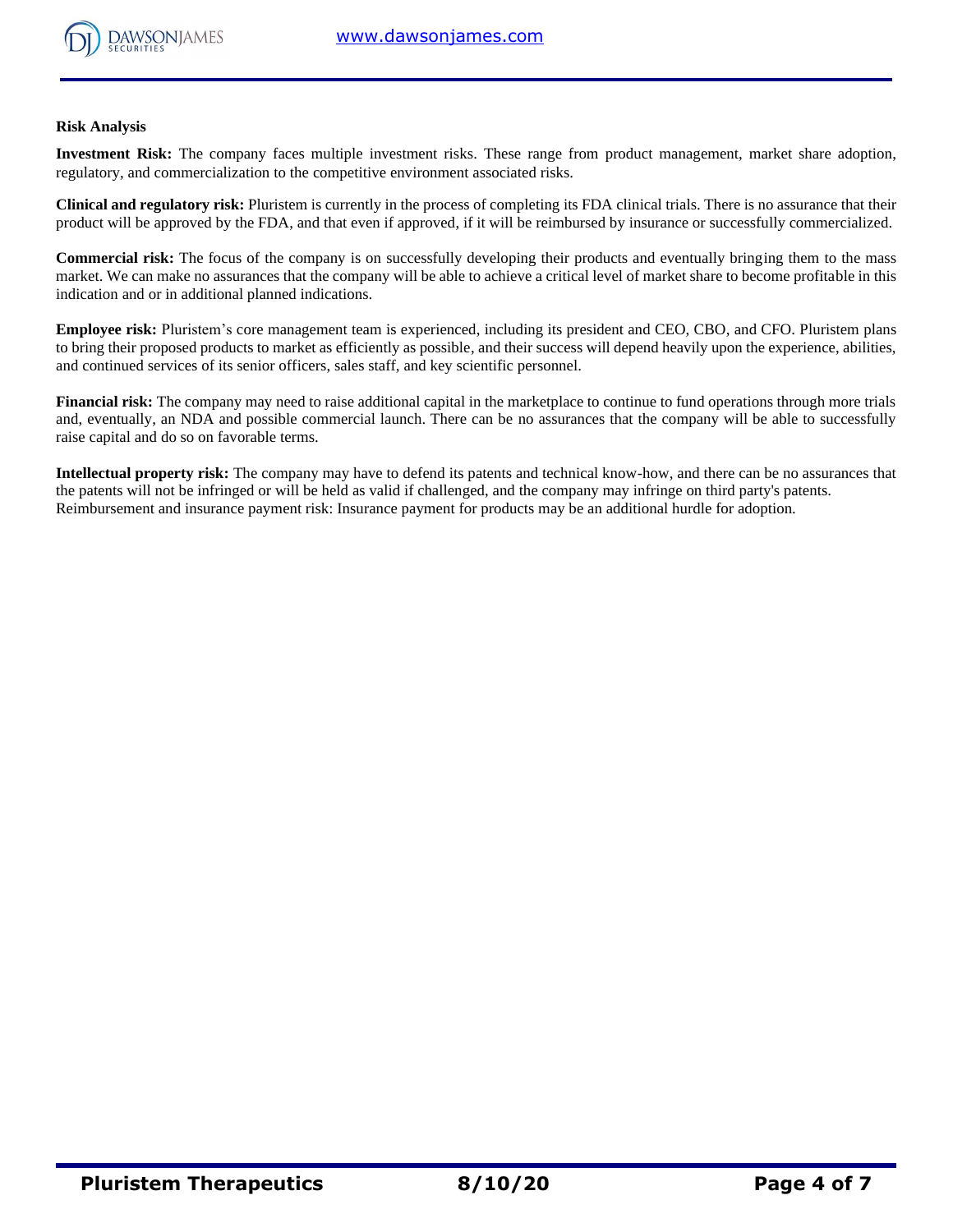**Risk Analysis**

**Investment Risk:** The company faces multiple investment risks. These range from product management, market share adoption, regulatory, and commercialization to the competitive environment associated risks.

**Clinical and regulatory risk:** Pluristem is currently in the process of completing its FDA clinical trials. There is no assurance that their product will be approved by the FDA, and that even if approved, if it will be reimbursed by insurance or successfully commercialized.

**Commercial risk:** The focus of the company is on successfully developing their products and eventually bringing them to the mass market. We can make no assurances that the company will be able to achieve a critical level of market share to become profitable in this indication and or in additional planned indications.

**Employee risk:** Pluristem's core management team is experienced, including its president and CEO, CBO, and CFO. Pluristem plans to bring their proposed products to market as efficiently as possible, and their success will depend heavily upon the experience, abilities, and continued services of its senior officers, sales staff, and key scientific personnel.

**Financial risk:** The company may need to raise additional capital in the marketplace to continue to fund operations through more trials and, eventually, an NDA and possible commercial launch. There can be no assurances that the company will be able to successfully raise capital and do so on favorable terms.

**Intellectual property risk:** The company may have to defend its patents and technical know-how, and there can be no assurances that the patents will not be infringed or will be held as valid if challenged, and the company may infringe on third party's patents.
Reimbursement and insurance payment risk: Insurance payment for products may be an additional hurdle for adoption.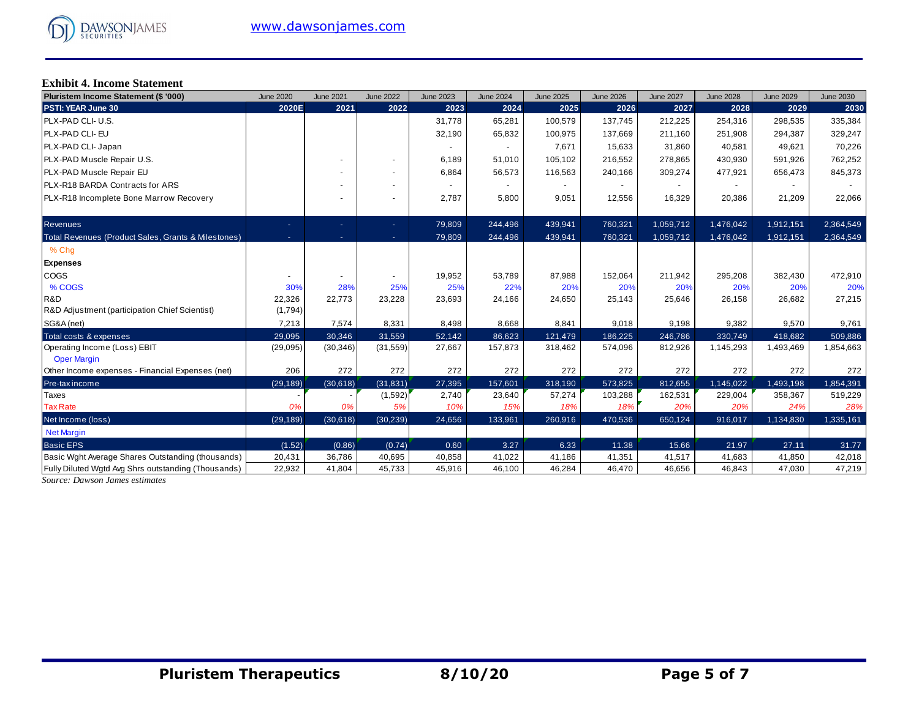### Exhibit 4. Income Statement

| Pluristem Income Statement ($ '000) | June 2020 | June 2021 | June 2022 | June 2023 | June 2024 | June 2025 | June 2026 | June 2027 | June 2028 | June 2029 | June 2030 |
|---|---|---|---|---|---|---|---|---|---|---|---|
| **PSTI: YEAR June 30** | **2020E** | **2021** | **2022** | **2023** | **2024** | **2025** | **2026** | **2027** | **2028** | **2029** | **2030** |
| PLX-PAD CLI- U.S. | | | | 31,778 | 65,281 | 100,579 | 137,745 | 212,225 | 254,316 | 298,535 | 335,384 |
| PLX-PAD CLI- EU | | | | 32,190 | 65,832 | 100,975 | 137,669 | 211,160 | 251,908 | 294,387 | 329,247 |
| PLX-PAD CLI- Japan | | | | - | - | 7,671 | 15,633 | 31,860 | 40,581 | 49,621 | 70,226 |
| PLX-PAD Muscle Repair U.S. | | - | - | 6,189 | 51,010 | 105,102 | 216,552 | 278,865 | 430,930 | 591,926 | 762,252 |
| PLX-PAD Muscle Repair EU | | - | - | 6,864 | 56,573 | 116,563 | 240,166 | 309,274 | 477,921 | 656,473 | 845,373 |
| PLX-R18 BARDA Contracts for ARS | | - | - | - | - | - | - | - | - | - | - |
| PLX-R18 Incomplete Bone Marrow Recovery | | - | - | 2,787 | 5,800 | 9,051 | 12,556 | 16,329 | 20,386 | 21,209 | 22,066 |
| Revenues | - | - | - | 79,809 | 244,496 | 439,941 | 760,321 | 1,059,712 | 1,476,042 | 1,912,151 | 2,364,549 |
| Total Revenues (Product Sales, Grants & Milestones) | - | - | - | 79,809 | 244,496 | 439,941 | 760,321 | 1,059,712 | 1,476,042 | 1,912,151 | 2,364,549 |
| % Chg | | | | | | | | | | | |
| **Expenses** | | | | | | | | | | | |
| COGS | - | - | - | 19,952 | 53,789 | 87,988 | 152,064 | 211,942 | 295,208 | 382,430 | 472,910 |
| % COGS | 30% | 28% | 25% | 25% | 22% | 20% | 20% | 20% | 20% | 20% | 20% |
| R&D | 22,326 | 22,773 | 23,228 | 23,693 | 24,166 | 24,650 | 25,143 | 25,646 | 26,158 | 26,682 | 27,215 |
| R&D Adjustment (participation Chief Scientist) | (1,794) | | | | | | | | | | |
| SG&A (net) | 7,213 | 7,574 | 8,331 | 8,498 | 8,668 | 8,841 | 9,018 | 9,198 | 9,382 | 9,570 | 9,761 |
| Total costs & expenses | 29,095 | 30,346 | 31,559 | 52,142 | 86,623 | 121,479 | 186,225 | 246,786 | 330,749 | 418,682 | 509,886 |
| Operating Income (Loss) EBIT | (29,095) | (30,346) | (31,559) | 27,667 | 157,873 | 318,462 | 574,096 | 812,926 | 1,145,293 | 1,493,469 | 1,854,663 |
| Oper Margin | | | | | | | | | | | |
| Other Income expenses - Financial Expenses (net) | 206 | 272 | 272 | 272 | 272 | 272 | 272 | 272 | 272 | 272 | 272 |
| Pre-tax income | (29,189) | (30,618) | (31,831) | 27,395 | 157,601 | 318,190 | 573,825 | 812,655 | 1,145,022 | 1,493,198 | 1,854,391 |
| Taxes | - | - | (1,592) | 2,740 | 23,640 | 57,274 | 103,288 | 162,531 | 229,004 | 358,367 | 519,229 |
| Tax Rate | 0% | 0% | 5% | 10% | 15% | 18% | 18% | 20% | 20% | 24% | 28% |
| Net Income (loss) | (29,189) | (30,618) | (30,239) | 24,656 | 133,961 | 260,916 | 470,536 | 650,124 | 916,017 | 1,134,830 | 1,335,161 |
| Net Margin | | | | | | | | | | | |
| Basic EPS | (1.52) | (0.86) | (0.74) | 0.60 | 3.27 | 6.33 | 11.38 | 15.66 | 21.97 | 27.11 | 31.77 |
| Basic Wght Average Shares Outstanding (thousands) | 20,431 | 36,786 | 40,695 | 40,858 | 41,022 | 41,186 | 41,351 | 41,517 | 41,683 | 41,850 | 42,018 |
| Fully Diluted Wgtd Avg Shrs outstanding (Thousands) | 22,932 | 41,804 | 45,733 | 45,916 | 46,100 | 46,284 | 46,470 | 46,656 | 46,843 | 47,030 | 47,219 |

*Source: Dawson James estimates*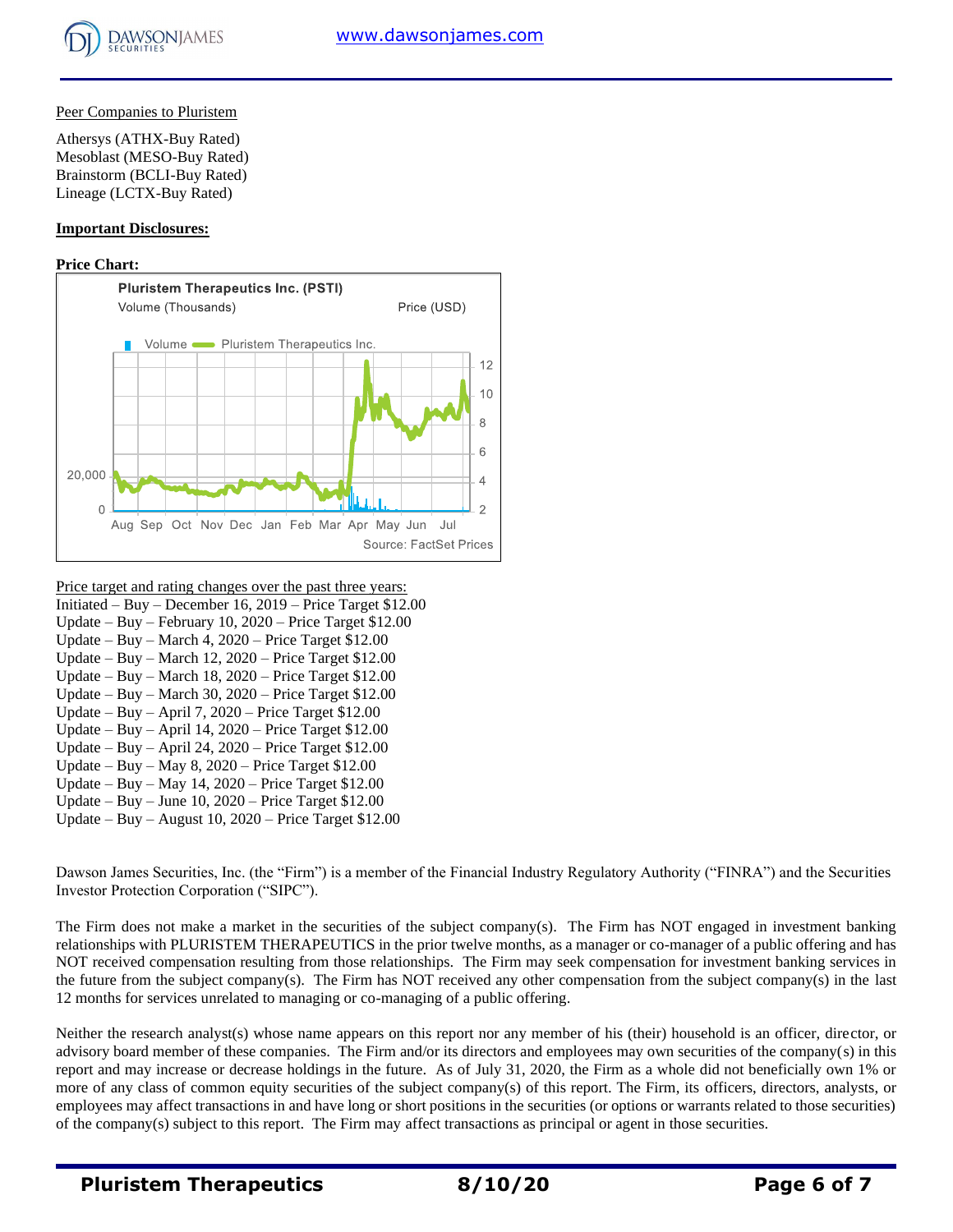Peer Companies to Pluristem

Athersys (ATHX-Buy Rated)
Mesoblast (MESO-Buy Rated)
Brainstorm (BCLI-Buy Rated)
Lineage (LCTX-Buy Rated)

**Important Disclosures:**

**Price Chart:**

Pluristem Therapeutics Inc. (PSTI)
Volume (Thousands)
Price (USD)
Volume
Pluristem Therapeutics Inc.
20,000
0
12
10
8
6
4
2
Aug Sep Oct Nov Dec Jan Feb Mar Apr May Jun Jul
Source: FactSet Prices

Price target and rating changes over the past three years:
Initiated – Buy – December 16, 2019 – Price Target $12.00
Update – Buy – February 10, 2020 – Price Target $12.00
Update – Buy – March 4, 2020 – Price Target $12.00
Update – Buy – March 12, 2020 – Price Target $12.00
Update – Buy – March 18, 2020 – Price Target $12.00
Update – Buy – March 30, 2020 – Price Target $12.00
Update – Buy – April 7, 2020 – Price Target $12.00
Update – Buy – April 14, 2020 – Price Target $12.00
Update – Buy – April 24, 2020 – Price Target $12.00
Update – Buy – May 8, 2020 – Price Target $12.00
Update – Buy – May 14, 2020 – Price Target $12.00
Update – Buy – June 10, 2020 – Price Target $12.00
Update – Buy – August 10, 2020 – Price Target $12.00

Dawson James Securities, Inc. (the "Firm") is a member of the Financial Industry Regulatory Authority ("FINRA") and the Securities Investor Protection Corporation ("SIPC").

The Firm does not make a market in the securities of the subject company(s). The Firm has NOT engaged in investment banking relationships with PLURISTEM THERAPEUTICS in the prior twelve months, as a manager or co-manager of a public offering and has NOT received compensation resulting from those relationships. The Firm may seek compensation for investment banking services in the future from the subject company(s). The Firm has NOT received any other compensation from the subject company(s) in the last 12 months for services unrelated to managing or co-managing of a public offering.

Neither the research analyst(s) whose name appears on this report nor any member of his (their) household is an officer, director, or advisory board member of these companies. The Firm and/or its directors and employees may own securities of the company(s) in this report and may increase or decrease holdings in the future. As of July 31, 2020, the Firm as a whole did not beneficially own 1% or more of any class of common equity securities of the subject company(s) of this report. The Firm, its officers, directors, analysts, or employees may affect transactions in and have long or short positions in the securities (or options or warrants related to those securities) of the company(s) subject to this report. The Firm may affect transactions as principal or agent in those securities.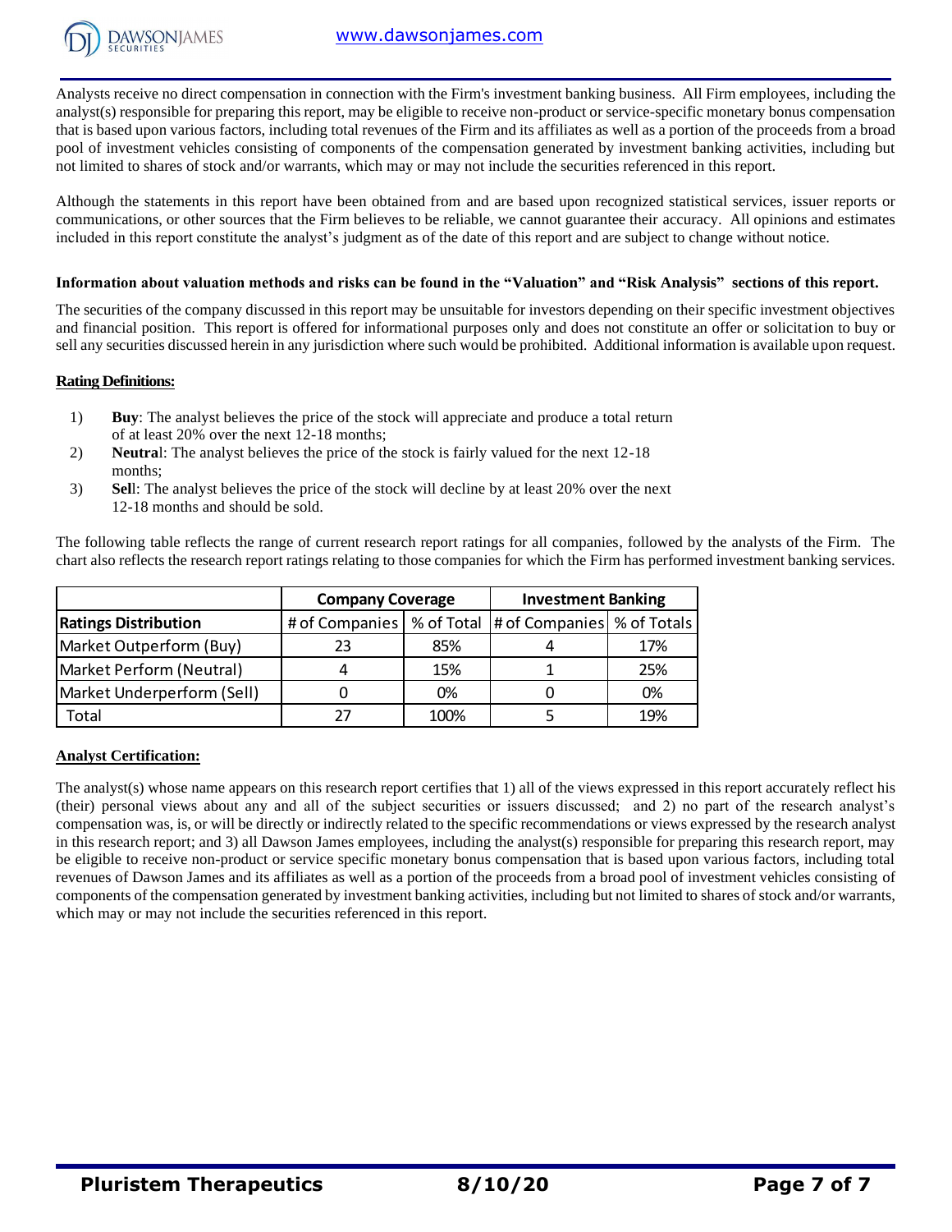Analysts receive no direct compensation in connection with the Firm's investment banking business. All Firm employees, including the analyst(s) responsible for preparing this report, may be eligible to receive non-product or service-specific monetary bonus compensation that is based upon various factors, including total revenues of the Firm and its affiliates as well as a portion of the proceeds from a broad pool of investment vehicles consisting of components of the compensation generated by investment banking activities, including but not limited to shares of stock and/or warrants, which may or may not include the securities referenced in this report.

Although the statements in this report have been obtained from and are based upon recognized statistical services, issuer reports or communications, or other sources that the Firm believes to be reliable, we cannot guarantee their accuracy. All opinions and estimates included in this report constitute the analyst's judgment as of the date of this report and are subject to change without notice.

**Information about valuation methods and risks can be found in the "Valuation" and "Risk Analysis" sections of this report.**

The securities of the company discussed in this report may be unsuitable for investors depending on their specific investment objectives and financial position. This report is offered for informational purposes only and does not constitute an offer or solicitation to buy or sell any securities discussed herein in any jurisdiction where such would be prohibited. Additional information is available upon request.

**Rating Definitions:**

1) **Buy**: The analyst believes the price of the stock will appreciate and produce a total return of at least 20% over the next 12-18 months;
2) **Neutral**: The analyst believes the price of the stock is fairly valued for the next 12-18 months;
3) **Sell**: The analyst believes the price of the stock will decline by at least 20% over the next 12-18 months and should be sold.

The following table reflects the range of current research report ratings for all companies, followed by the analysts of the Firm. The chart also reflects the research report ratings relating to those companies for which the Firm has performed investment banking services.

| | Company Coverage | | Investment Banking | |
|---|---|---|---|---|
| **Ratings Distribution** | # of Companies | % of Total | # of Companies | % of Totals |
| Market Outperform (Buy) | 23 | 85% | 4 | 17% |
| Market Perform (Neutral) | 4 | 15% | 1 | 25% |
| Market Underperform (Sell) | 0 | 0% | 0 | 0% |
| Total | 27 | 100% | 5 | 19% |

**Analyst Certification:**

The analyst(s) whose name appears on this research report certifies that 1) all of the views expressed in this report accurately reflect his (their) personal views about any and all of the subject securities or issuers discussed; and 2) no part of the research analyst's compensation was, is, or will be directly or indirectly related to the specific recommendations or views expressed by the research analyst in this research report; and 3) all Dawson James employees, including the analyst(s) responsible for preparing this research report, may be eligible to receive non-product or service specific monetary bonus compensation that is based upon various factors, including total revenues of Dawson James and its affiliates as well as a portion of the proceeds from a broad pool of investment vehicles consisting of components of the compensation generated by investment banking activities, including but not limited to shares of stock and/or warrants, which may or may not include the securities referenced in this report.